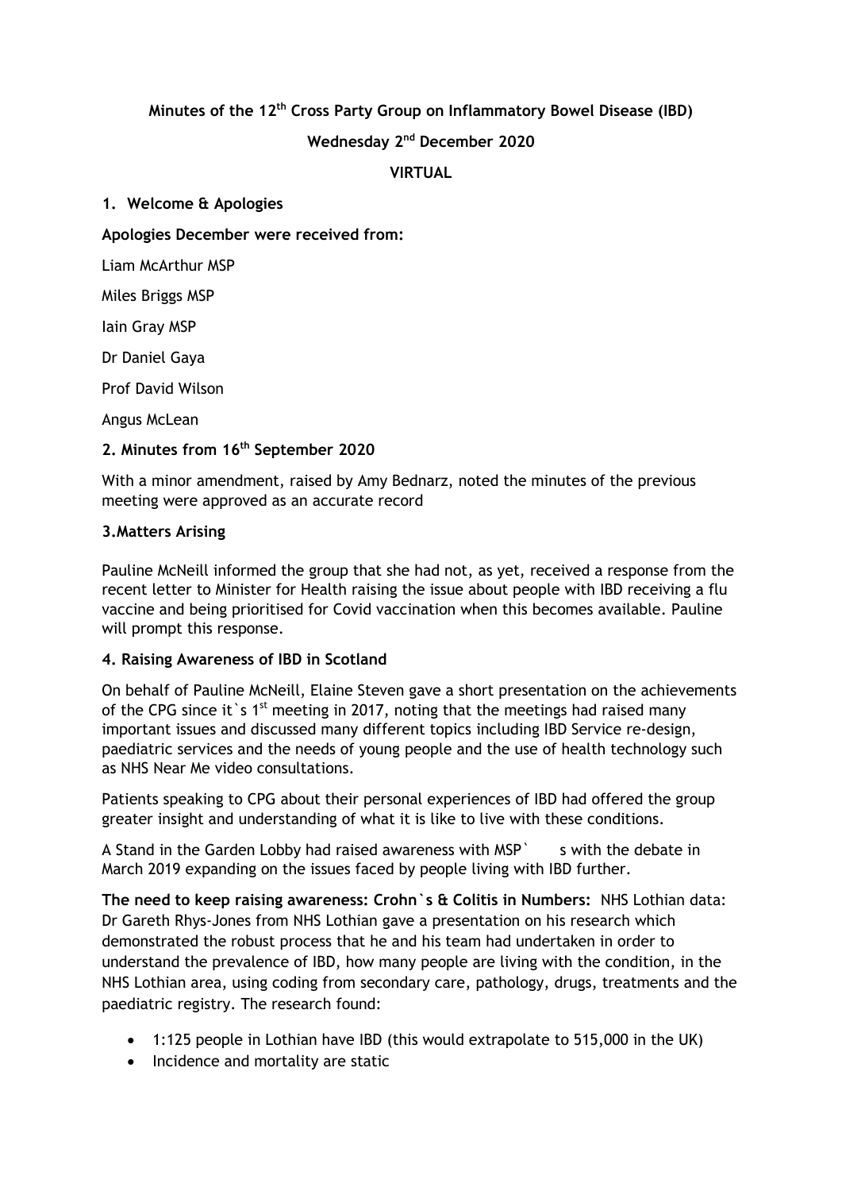**Minutes of the 12th Cross Party Group on Inflammatory Bowel Disease (IBD)**

**Wednesday 2nd December 2020**

**VIRTUAL**

## 1. Welcome & Apologies

**Apologies December were received from:**

Liam McArthur MSP

Miles Briggs MSP

Iain Gray MSP

Dr Daniel Gaya

Prof David Wilson

Angus McLean

## 2. Minutes from 16th September 2020

With a minor amendment, raised by Amy Bednarz, noted the minutes of the previous meeting were approved as an accurate record

## 3.Matters Arising

Pauline McNeill informed the group that she had not, as yet, received a response from the recent letter to Minister for Health raising the issue about people with IBD receiving a flu vaccine and being prioritised for Covid vaccination when this becomes available. Pauline will prompt this response.

## 4. Raising Awareness of IBD in Scotland

On behalf of Pauline McNeill, Elaine Steven gave a short presentation on the achievements of the CPG since it`s 1st meeting in 2017, noting that the meetings had raised many important issues and discussed many different topics including IBD Service re-design, paediatric services and the needs of young people and the use of health technology such as NHS Near Me video consultations.

Patients speaking to CPG about their personal experiences of IBD had offered the group greater insight and understanding of what it is like to live with these conditions.

A Stand in the Garden Lobby had raised awareness with MSP` s with the debate in March 2019 expanding on the issues faced by people living with IBD further.

**The need to keep raising awareness: Crohn`s & Colitis in Numbers:** NHS Lothian data: Dr Gareth Rhys-Jones from NHS Lothian gave a presentation on his research which demonstrated the robust process that he and his team had undertaken in order to understand the prevalence of IBD, how many people are living with the condition, in the NHS Lothian area, using coding from secondary care, pathology, drugs, treatments and the paediatric registry. The research found:

- 1:125 people in Lothian have IBD (this would extrapolate to 515,000 in the UK)
- Incidence and mortality are static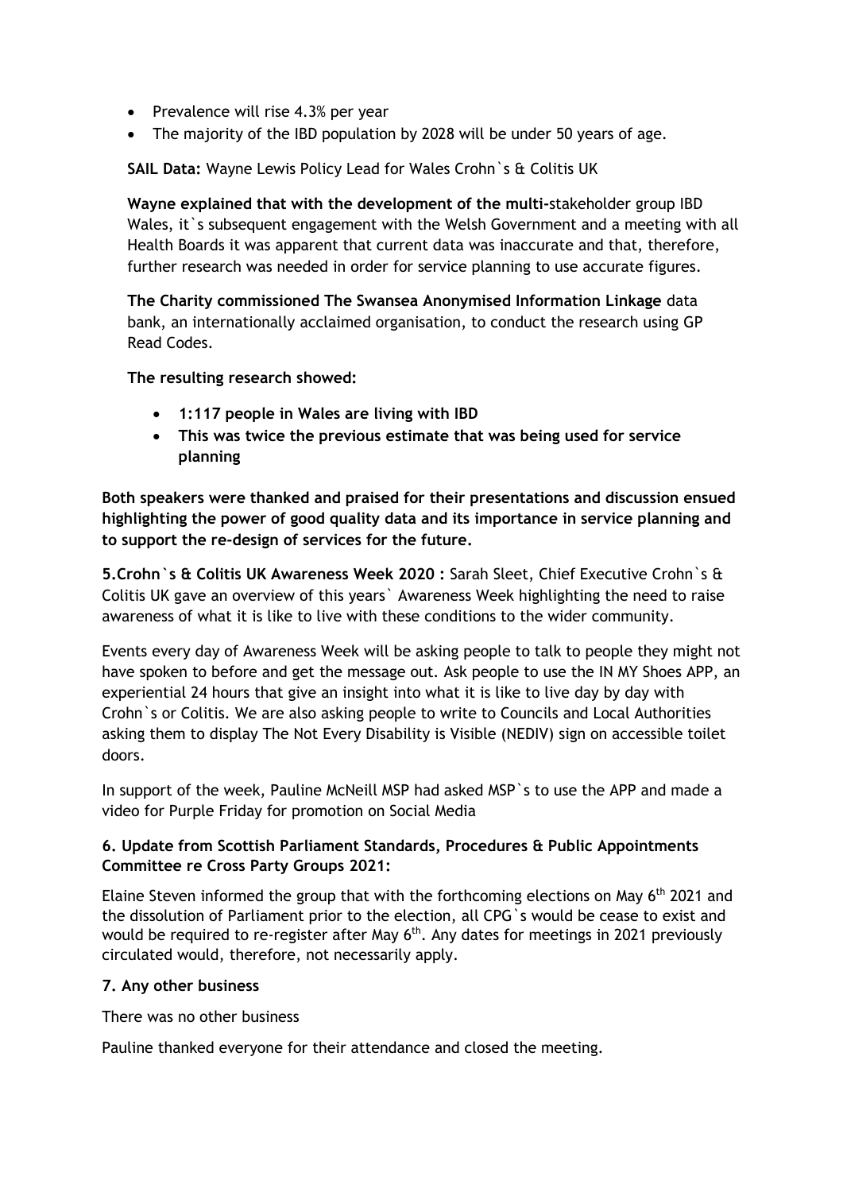- Prevalence will rise 4.3% per year
- The majority of the IBD population by 2028 will be under 50 years of age.

**SAIL Data:** Wayne Lewis Policy Lead for Wales Crohn`s & Colitis UK

**Wayne explained that with the development of the multi-**stakeholder group IBD Wales, it`s subsequent engagement with the Welsh Government and a meeting with all Health Boards it was apparent that current data was inaccurate and that, therefore, further research was needed in order for service planning to use accurate figures.

**The Charity commissioned The Swansea Anonymised Information Linkage** data bank, an internationally acclaimed organisation, to conduct the research using GP Read Codes.

**The resulting research showed:**

- **1:117 people in Wales are living with IBD**
- **This was twice the previous estimate that was being used for service planning**

**Both speakers were thanked and praised for their presentations and discussion ensued highlighting the power of good quality data and its importance in service planning and to support the re-design of services for the future.**

**5.Crohn`s & Colitis UK Awareness Week 2020 :** Sarah Sleet, Chief Executive Crohn`s & Colitis UK gave an overview of this years` Awareness Week highlighting the need to raise awareness of what it is like to live with these conditions to the wider community.

Events every day of Awareness Week will be asking people to talk to people they might not have spoken to before and get the message out. Ask people to use the IN MY Shoes APP, an experiential 24 hours that give an insight into what it is like to live day by day with Crohn`s or Colitis. We are also asking people to write to Councils and Local Authorities asking them to display The Not Every Disability is Visible (NEDIV) sign on accessible toilet doors.

In support of the week, Pauline McNeill MSP had asked MSP`s to use the APP and made a video for Purple Friday for promotion on Social Media

**6. Update from Scottish Parliament Standards, Procedures & Public Appointments Committee re Cross Party Groups 2021:**

Elaine Steven informed the group that with the forthcoming elections on May 6th 2021 and the dissolution of Parliament prior to the election, all CPG`s would be cease to exist and would be required to re-register after May 6th. Any dates for meetings in 2021 previously circulated would, therefore, not necessarily apply.

**7. Any other business**

There was no other business

Pauline thanked everyone for their attendance and closed the meeting.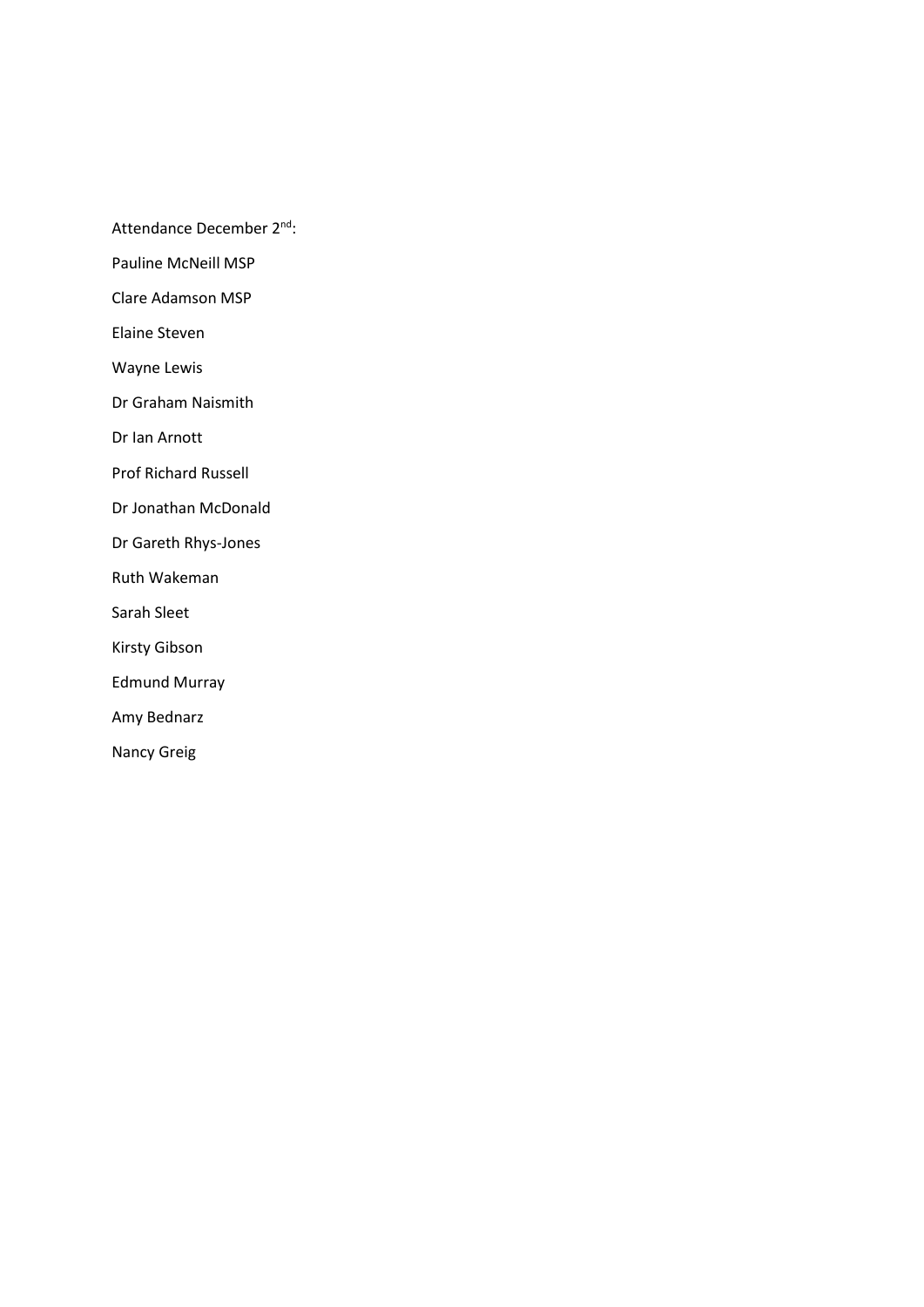Attendance December 2nd:

Pauline McNeill MSP

Clare Adamson MSP

Elaine Steven

Wayne Lewis

Dr Graham Naismith

Dr Ian Arnott

Prof Richard Russell

Dr Jonathan McDonald

Dr Gareth Rhys-Jones

Ruth Wakeman

Sarah Sleet

Kirsty Gibson

Edmund Murray

Amy Bednarz

Nancy Greig